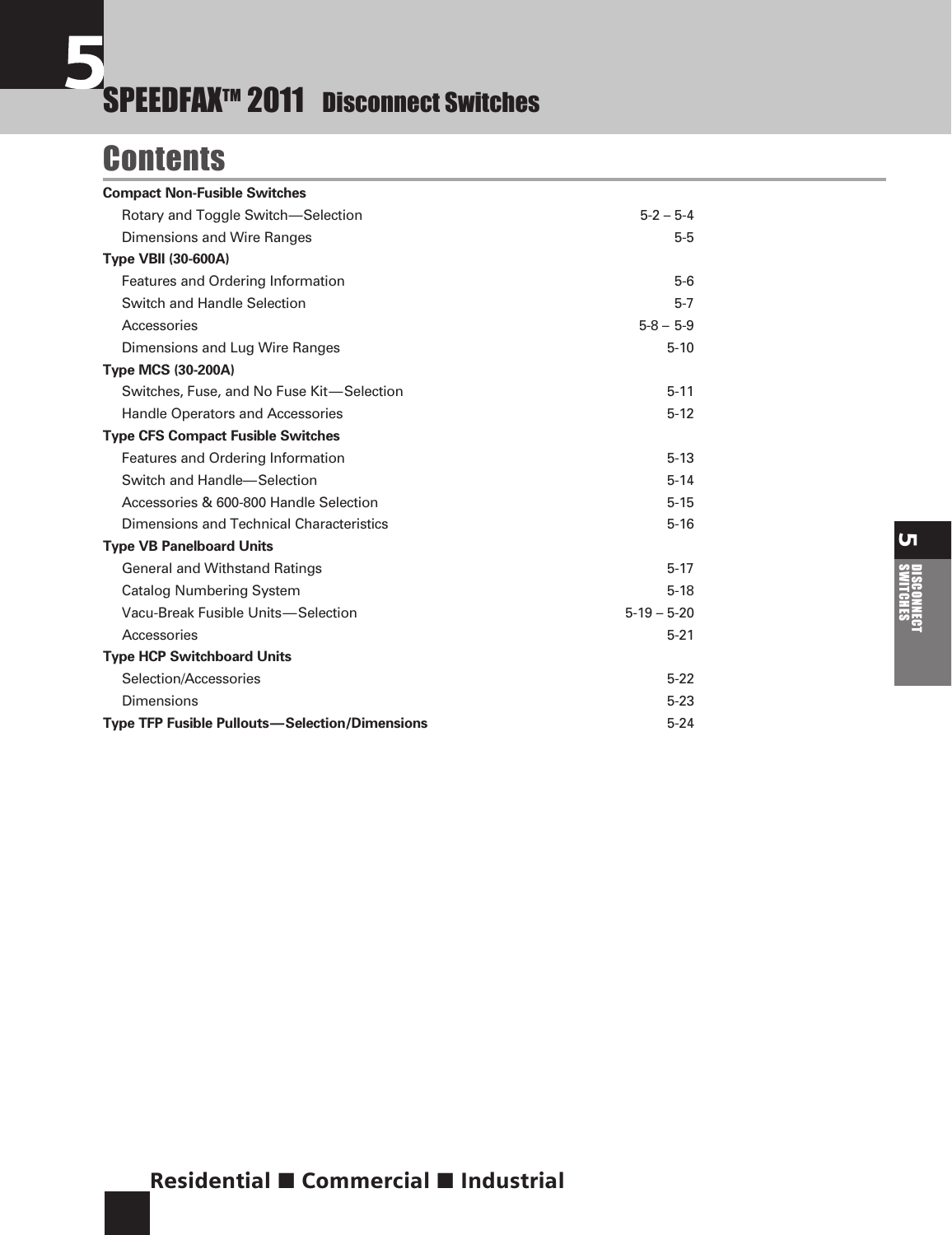# SPEEDFAX™ 2011 Disconnect Switches

## Contents

| | |
|---|---|
| **Compact Non-Fusible Switches** | |
| Rotary and Toggle Switch—Selection | 5-2 – 5-4 |
| Dimensions and Wire Ranges | 5-5 |
| **Type VBII (30-600A)** | |
| Features and Ordering Information | 5-6 |
| Switch and Handle Selection | 5-7 |
| Accessories | 5-8 – 5-9 |
| Dimensions and Lug Wire Ranges | 5-10 |
| **Type MCS (30-200A)** | |
| Switches, Fuse, and No Fuse Kit—Selection | 5-11 |
| Handle Operators and Accessories | 5-12 |
| **Type CFS Compact Fusible Switches** | |
| Features and Ordering Information | 5-13 |
| Switch and Handle—Selection | 5-14 |
| Accessories & 600-800 Handle Selection | 5-15 |
| Dimensions and Technical Characteristics | 5-16 |
| **Type VB Panelboard Units** | |
| General and Withstand Ratings | 5-17 |
| Catalog Numbering System | 5-18 |
| Vacu-Break Fusible Units—Selection | 5-19 – 5-20 |
| Accessories | 5-21 |
| **Type HCP Switchboard Units** | |
| Selection/Accessories | 5-22 |
| Dimensions | 5-23 |
| **Type TFP Fusible Pullouts—Selection/Dimensions** | 5-24 |

Residential ■ Commercial ■ Industrial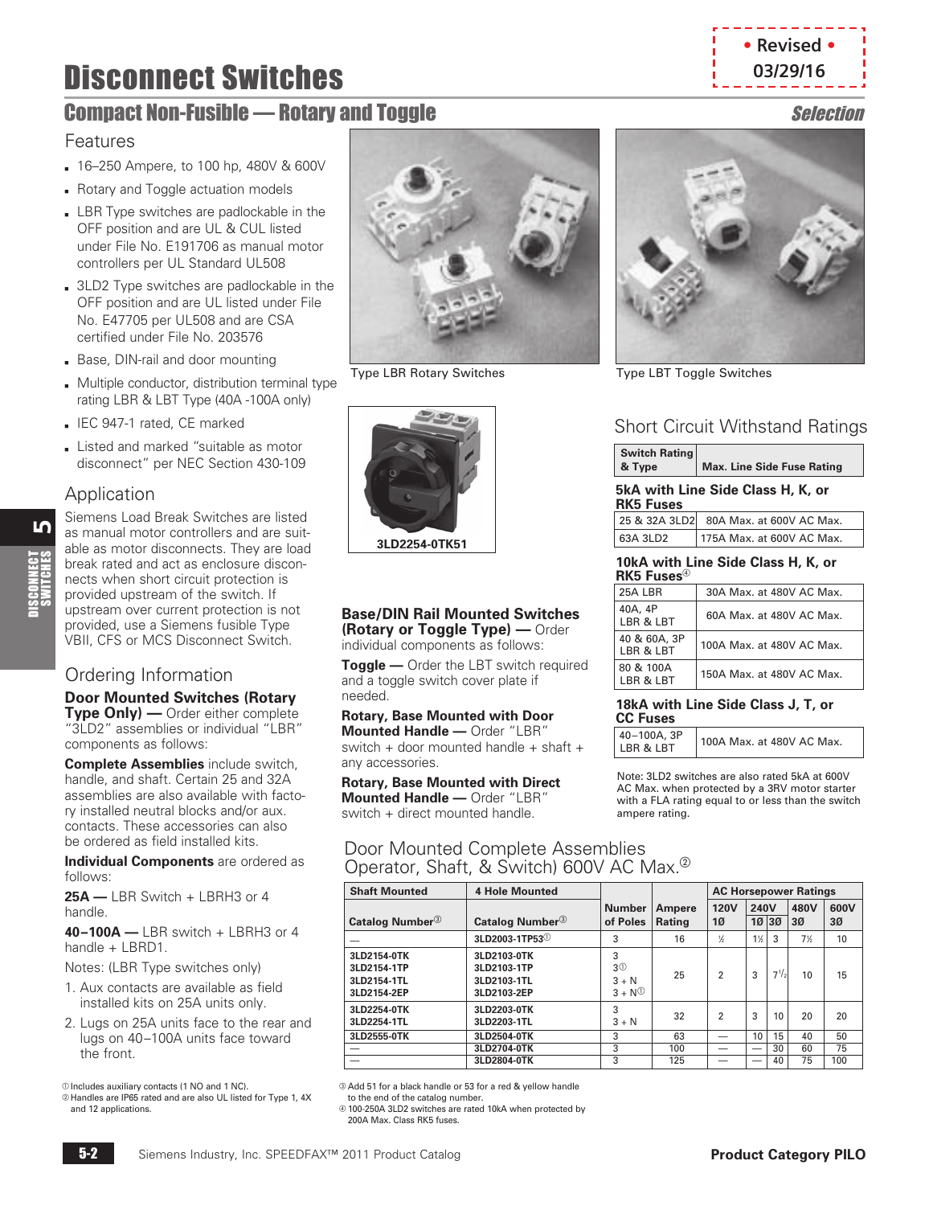# Disconnect Switches

• Revised • 03/29/16

## Compact Non-Fusible — Rotary and Toggle

*Selection*

### Features

- 16–250 Ampere, to 100 hp, 480V & 600V
- Rotary and Toggle actuation models
- LBR Type switches are padlockable in the OFF position and are UL & CUL listed under File No. E191706 as manual motor controllers per UL Standard UL508
- 3LD2 Type switches are padlockable in the OFF position and are UL listed under File No. E47705 per UL508 and are CSA certified under File No. 203576
- Base, DIN-rail and door mounting
- Multiple conductor, distribution terminal type rating LBR & LBT Type (40A -100A only)
- IEC 947-1 rated, CE marked
- Listed and marked "suitable as motor disconnect" per NEC Section 430-109

### Application

Siemens Load Break Switches are listed as manual motor controllers and are suitable as motor disconnects. They are load break rated and act as enclosure disconnects when short circuit protection is provided upstream of the switch. If upstream over current protection is not provided, use a Siemens fusible Type VBII, CFS or MCS Disconnect Switch.

### Ordering Information

**Door Mounted Switches (Rotary Type Only) —** Order either complete "3LD2" assemblies or individual "LBR" components as follows:

**Complete Assemblies** include switch, handle, and shaft. Certain 25 and 32A assemblies are also available with factory installed neutral blocks and/or aux. contacts. These accessories can also be ordered as field installed kits.

**Individual Components** are ordered as follows:

**25A —** LBR Switch + LBRH3 or 4 handle.

**40–100A —** LBR switch + LBRH3 or 4 handle + LBRD1.

Notes: (LBR Type switches only)

1. Aux contacts are available as field installed kits on 25A units only.
2. Lugs on 25A units face to the rear and lugs on 40–100A units face toward the front.

Type LBR Rotary Switches

Type LBT Toggle Switches

3LD2254-0TK51

**Base/DIN Rail Mounted Switches (Rotary or Toggle Type) —** Order individual components as follows:

**Toggle —** Order the LBT switch required and a toggle switch cover plate if needed.

**Rotary, Base Mounted with Door Mounted Handle —** Order "LBR" switch + door mounted handle + shaft + any accessories.

**Rotary, Base Mounted with Direct Mounted Handle —** Order "LBR" switch + direct mounted handle.

### Short Circuit Withstand Ratings

| Switch Rating & Type | Max. Line Side Fuse Rating |
|---|---|
| **5kA with Line Side Class H, K, or RK5 Fuses** | |
| 25 & 32A 3LD2 | 80A Max. at 600V AC Max. |
| 63A 3LD2 | 175A Max. at 600V AC Max. |
| **10kA with Line Side Class H, K, or RK5 Fuses④** | |
| 25A LBR | 30A Max. at 480V AC Max. |
| 40A, 4P LBR & LBT | 60A Max. at 480V AC Max. |
| 40 & 60A, 3P LBR & LBT | 100A Max. at 480V AC Max. |
| 80 & 100A LBR & LBT | 150A Max. at 480V AC Max. |
| **18kA with Line Side Class J, T, or CC Fuses** | |
| 40–100A, 3P LBR & LBT | 100A Max. at 480V AC Max. |

Note: 3LD2 switches are also rated 5kA at 600V AC Max. when protected by a 3RV motor starter with a FLA rating equal to or less than the switch ampere rating.

### Door Mounted Complete Assemblies Operator, Shaft, & Switch) 600V AC Max.②

| Shaft Mounted Catalog Number③ | 4 Hole Mounted Catalog Number③ | Number of Poles | Ampere Rating | AC Horsepower Ratings 120V 1Ø | 240V 1Ø | 240V 3Ø | 480V 3Ø | 600V 3Ø |
|---|---|---|---|---|---|---|---|---|
| — | 3LD2003-1TP53① | 3 | 16 | ½ | 1½ | 3 | 7½ | 10 |
| 3LD2154-0TK<br>3LD2154-1TP<br>3LD2154-1TL<br>3LD2154-2EP | 3LD2103-0TK<br>3LD2103-1TP<br>3LD2103-1TL<br>3LD2103-2EP | 3<br>3①<br>3 + N<br>3 + N① | 25 | 2 | 3 | 7½ | 10 | 15 |
| 3LD2254-0TK<br>3LD2254-1TL | 3LD2203-0TK<br>3LD2203-1TL | 3<br>3 + N | 32 | 2 | 3 | 10 | 20 | 20 |
| 3LD2555-0TK | 3LD2504-0TK | 3 | 63 | — | 10 | 15 | 40 | 50 |
| — | 3LD2704-0TK | 3 | 100 | — | — | 30 | 60 | 75 |
| — | 3LD2804-0TK | 3 | 125 | — | — | 40 | 75 | 100 |

① Includes auxiliary contacts (1 NO and 1 NC).
② Handles are IP65 rated and are also UL listed for Type 1, 4X and 12 applications.
③ Add 51 for a black handle or 53 for a red & yellow handle to the end of the catalog number.
④ 100-250A 3LD2 switches are rated 10kA when protected by 200A Max. Class RK5 fuses.

Siemens Industry, Inc. SPEEDFAX™ 2011 Product Catalog — Product Category PILO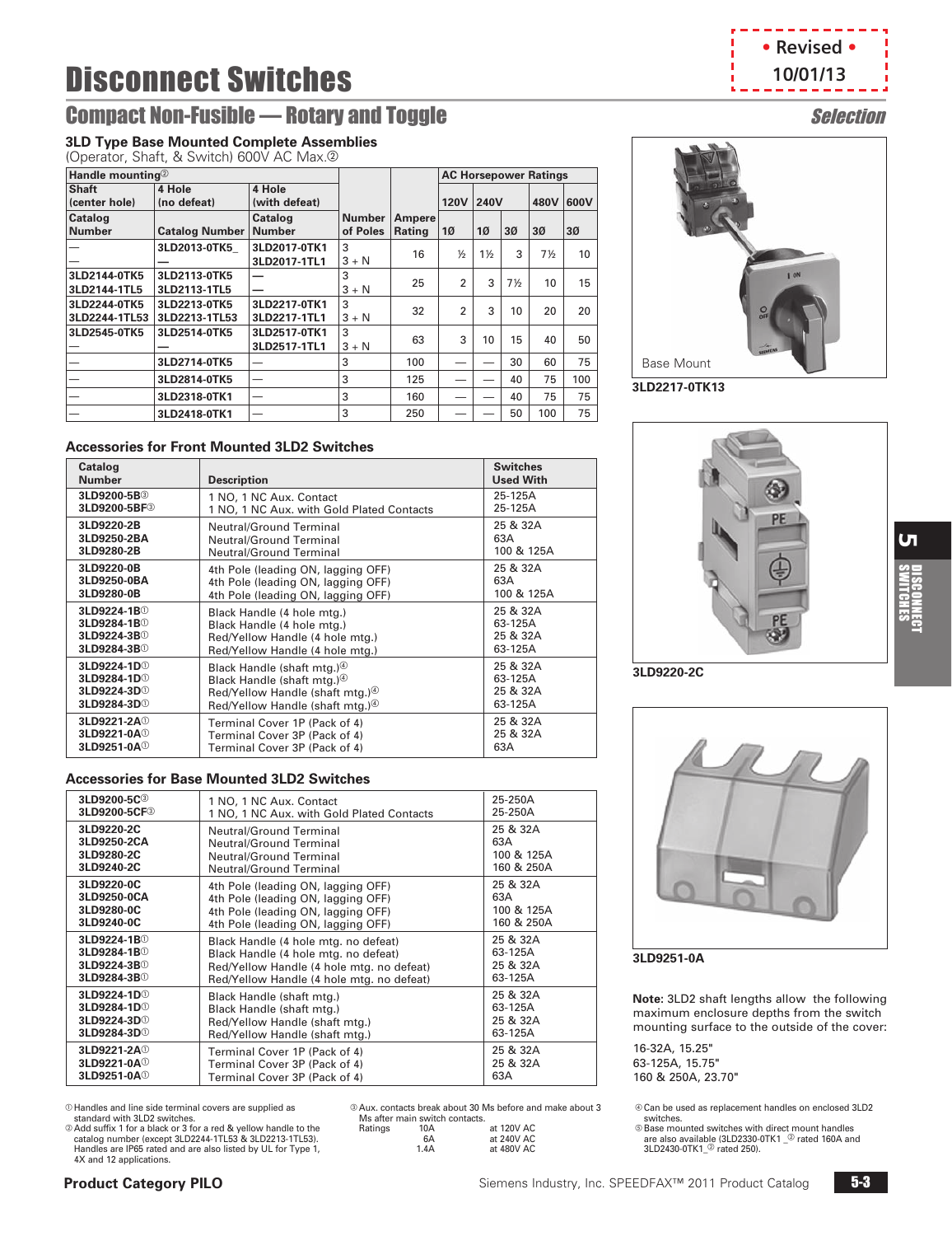# Disconnect Switches

## Compact Non-Fusible — Rotary and Toggle

*Selection*

• Revised • 10/01/13

### 3LD Type Base Mounted Complete Assemblies

(Operator, Shaft, & Switch) 600V AC Max.②

| Handle mounting② | | | | | AC Horsepower Ratings | | | | |
|---|---|---|---|---|---|---|---|---|---|
| Shaft (center hole) | 4 Hole (no defeat) | 4 Hole (with defeat) | | | 120V | 240V | | 480V | 600V |
| Catalog Number | Catalog Number | Catalog Number | Number of Poles | Ampere Rating | 1Ø | 1Ø | 3Ø | 3Ø | 3Ø |
| — / — | 3LD2013-0TK5_ / — | 3LD2017-0TK1 / 3LD2017-1TL1 | 3 / 3 + N | 16 | ½ | 1½ | 3 | 7½ | 10 |
| 3LD2144-0TK5 / 3LD2144-1TL5 | 3LD2113-0TK5 / 3LD2113-1TL5 | — / — | 3 / 3 + N | 25 | 2 | 3 | 7½ | 10 | 15 |
| 3LD2244-0TK5 / 3LD2244-1TL53 | 3LD2213-0TK5 / 3LD2213-1TL53 | 3LD2217-0TK1 / 3LD2217-1TL1 | 3 / 3 + N | 32 | 2 | 3 | 10 | 20 | 20 |
| 3LD2545-0TK5 / — | 3LD2514-0TK5 / — | 3LD2517-0TK1 / 3LD2517-1TL1 | 3 / 3 + N | 63 | 3 | 10 | 15 | 40 | 50 |
| — | 3LD2714-0TK5 | — | 3 | 100 | — | — | 30 | 60 | 75 |
| — | 3LD2814-0TK5 | — | 3 | 125 | — | — | 40 | 75 | 100 |
| — | 3LD2318-0TK1 | — | 3 | 160 | — | — | 40 | 75 | 75 |
| — | 3LD2418-0TK1 | — | 3 | 250 | — | — | 50 | 100 | 75 |

Base Mount

3LD2217-0TK13

### Accessories for Front Mounted 3LD2 Switches

| Catalog Number | Description | Switches Used With |
|---|---|---|
| 3LD9200-5B③ / 3LD9200-5BF③ | 1 NO, 1 NC Aux. Contact / 1 NO, 1 NC Aux. with Gold Plated Contacts | 25-125A / 25-125A |
| 3LD9220-2B / 3LD9250-2BA / 3LD9280-2B | Neutral/Ground Terminal / Neutral/Ground Terminal / Neutral/Ground Terminal | 25 & 32A / 63A / 100 & 125A |
| 3LD9220-0B / 3LD9250-0BA / 3LD9280-0B | 4th Pole (leading ON, lagging OFF) / 4th Pole (leading ON, lagging OFF) / 4th Pole (leading ON, lagging OFF) | 25 & 32A / 63A / 100 & 125A |
| 3LD9224-1B① / 3LD9284-1B① / 3LD9224-3B① / 3LD9284-3B① | Black Handle (4 hole mtg.) / Black Handle (4 hole mtg.) / Red/Yellow Handle (4 hole mtg.) / Red/Yellow Handle (4 hole mtg.) | 25 & 32A / 63-125A / 25 & 32A / 63-125A |
| 3LD9224-1D① / 3LD9284-1D① / 3LD9224-3D① / 3LD9284-3D① | Black Handle (shaft mtg.)④ / Black Handle (shaft mtg.)④ / Red/Yellow Handle (shaft mtg.)④ / Red/Yellow Handle (shaft mtg.)④ | 25 & 32A / 63-125A / 25 & 32A / 63-125A |
| 3LD9221-2A① / 3LD9221-0A① / 3LD9251-0A① | Terminal Cover 1P (Pack of 4) / Terminal Cover 3P (Pack of 4) / Terminal Cover 3P (Pack of 4) | 25 & 32A / 25 & 32A / 63A |

3LD9220-2C

### Accessories for Base Mounted 3LD2 Switches

| Catalog Number | Description | Switches Used With |
|---|---|---|
| 3LD9200-5C③ / 3LD9200-5CF③ | 1 NO, 1 NC Aux. Contact / 1 NO, 1 NC Aux. with Gold Plated Contacts | 25-250A / 25-250A |
| 3LD9220-2C / 3LD9250-2CA / 3LD9280-2C / 3LD9240-2C | Neutral/Ground Terminal / Neutral/Ground Terminal / Neutral/Ground Terminal / Neutral/Ground Terminal | 25 & 32A / 63A / 100 & 125A / 160 & 250A |
| 3LD9220-0C / 3LD9250-0CA / 3LD9280-0C / 3LD9240-0C | 4th Pole (leading ON, lagging OFF) / 4th Pole (leading ON, lagging OFF) / 4th Pole (leading ON, lagging OFF) / 4th Pole (leading ON, lagging OFF) | 25 & 32A / 63A / 100 & 125A / 160 & 250A |
| 3LD9224-1B① / 3LD9284-1B① / 3LD9224-3B① / 3LD9284-3B① | Black Handle (4 hole mtg. no defeat) / Black Handle (4 hole mtg. no defeat) / Red/Yellow Handle (4 hole mtg. no defeat) / Red/Yellow Handle (4 hole mtg. no defeat) | 25 & 32A / 63-125A / 25 & 32A / 63-125A |
| 3LD9224-1D① / 3LD9284-1D① / 3LD9224-3D① / 3LD9284-3D① | Black Handle (shaft mtg.) / Black Handle (shaft mtg.) / Red/Yellow Handle (shaft mtg.) / Red/Yellow Handle (shaft mtg.) | 25 & 32A / 63-125A / 25 & 32A / 63-125A |
| 3LD9221-2A① / 3LD9221-0A① / 3LD9251-0A① | Terminal Cover 1P (Pack of 4) / Terminal Cover 3P (Pack of 4) / Terminal Cover 3P (Pack of 4) | 25 & 32A / 25 & 32A / 63A |

3LD9251-0A

**Note:** 3LD2 shaft lengths allow the following maximum enclosure depths from the switch mounting surface to the outside of the cover:

16-32A, 15.25"
63-125A, 15.75"
160 & 250A, 23.70"

① Handles and line side terminal covers are supplied as standard with 3LD2 switches.

② Add suffix 1 for a black or 3 for a red & yellow handle to the catalog number (except 3LD2244-1TL53 & 3LD2213-1TL53). Handles are IP65 rated and are also listed by UL for Type 1, 4X and 12 applications.

③ Aux. contacts break about 30 Ms before and make about 3 Ms after main switch contacts.

| Ratings | | |
|---|---|---|
| | 10A | at 120V AC |
| | 6A | at 240V AC |
| | 1.4A | at 480V AC |

④ Can be used as replacement handles on enclosed 3LD2 switches.

⑤ Base mounted switches with direct mount handles are also available (3LD2330-0TK1 _② rated 160A and 3LD2430-0TK1_② rated 250).

**Product Category PILO**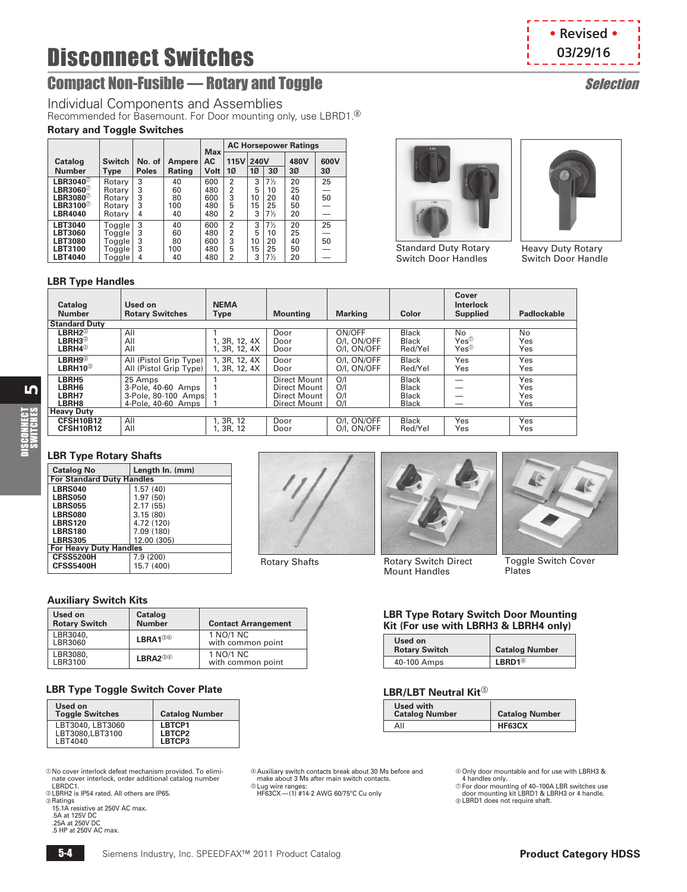# Disconnect Switches

• Revised • 03/29/16

## Compact Non-Fusible — Rotary and Toggle

*Selection*

### Individual Components and Assemblies

Recommended for Basemount. For Door mounting only, use LBRD1.[8]

#### Rotary and Toggle Switches

| Catalog Number | Switch Type | No. of Poles | Ampere Rating | Max AC Volt | AC Horsepower Ratings | | | | |
|---|---|---|---|---|---|---|---|---|---|
| | | | | | 115V 1Ø | 240V 1Ø | 240V 3Ø | 480V 3Ø | 600V 3Ø |
| LBR3040[7] | Rotary | 3 | 40 | 600 | 2 | 3 | 7½ | 20 | 25 |
| LBR3060[7] | Rotary | 3 | 60 | 480 | 2 | 5 | 10 | 25 | — |
| LBR3080[7] | Rotary | 3 | 80 | 600 | 3 | 10 | 20 | 40 | 50 |
| LBR3100[7] | Rotary | 3 | 100 | 480 | 5 | 15 | 25 | 50 | — |
| LBR4040 | Rotary | 4 | 40 | 480 | 2 | 3 | 7½ | 20 | — |
| LBT3040 | Toggle | 3 | 40 | 600 | 2 | 3 | 7½ | 20 | 25 |
| LBT3060 | Toggle | 3 | 60 | 480 | 2 | 5 | 10 | 25 | — |
| LBT3080 | Toggle | 3 | 80 | 600 | 3 | 10 | 20 | 40 | 50 |
| LBT3100 | Toggle | 3 | 100 | 480 | 5 | 15 | 25 | 50 | — |
| LBT4040 | Toggle | 4 | 40 | 480 | 2 | 3 | 7½ | 20 | — |

Standard Duty Rotary Switch Door Handles

Heavy Duty Rotary Switch Door Handle

#### LBR Type Handles

| Catalog Number | Used on Rotary Switches | NEMA Type | Mounting | Marking | Color | Cover Interlock Supplied | Padlockable |
|---|---|---|---|---|---|---|---|
| **Standard Duty** | | | | | | | |
| LBRH2[2] | All | 1 | Door | ON/OFF | Black | No | No |
| LBRH3[2] | All | 1, 3R, 12, 4X | Door | O/I, ON/OFF | Black | Yes[1] | Yes |
| LBRH4[2] | All | 1, 3R, 12, 4X | Door | O/I, ON/OFF | Red/Yel | Yes[1] | Yes |
| LBRH9[2] | All (Pistol Grip Type) | 1, 3R, 12, 4X | Door | O/I, ON/OFF | Black | Yes | Yes |
| LBRH10[2] | All (Pistol Grip Type) | 1, 3R, 12, 4X | Door | O/I, ON/OFF | Red/Yel | Yes | Yes |
| LBRH5 | 25 Amps | 1 | Direct Mount | O/I | Black | — | Yes |
| LBRH6 | 3-Pole, 40-60 Amps | 1 | Direct Mount | O/I | Black | — | Yes |
| LBRH7 | 3-Pole, 80-100 Amps | 1 | Direct Mount | O/I | Black | — | Yes |
| LBRH8 | 4-Pole, 40-60 Amps | 1 | Direct Mount | O/I | Black | — | Yes |
| **Heavy Duty** | | | | | | | |
| CFSH10B12 | All | 1, 3R, 12 | Door | O/I, ON/OFF | Black | Yes | Yes |
| CFSH10R12 | All | 1, 3R, 12 | Door | O/I, ON/OFF | Red/Yel | Yes | Yes |

#### LBR Type Rotary Shafts

| Catalog No | Length In. (mm) |
|---|---|
| **For Standard Duty Handles** | |
| LBRS040 | 1.57 (40) |
| LBRS050 | 1.97 (50) |
| LBRS055 | 2.17 (55) |
| LBRS080 | 3.15 (80) |
| LBRS120 | 4.72 (120) |
| LBRS180 | 7.09 (180) |
| LBRS305 | 12.00 (305) |
| **For Heavy Duty Handles** | |
| CFSS5200H | 7.9 (200) |
| CFSS5400H | 15.7 (400) |

Rotary Shafts

Rotary Switch Direct Mount Handles

Toggle Switch Cover Plates

#### Auxiliary Switch Kits

| Used on Rotary Switch | Catalog Number | Contact Arrangement |
|---|---|---|
| LBR3040, LBR3060 | LBRA1[3][4] | 1 NO/1 NC with common point |
| LBR3080, LBR3100 | LBRA2[3][4] | 1 NO/1 NC with common point |

#### LBR Type Toggle Switch Cover Plate

| Used on Toggle Switches | Catalog Number |
|---|---|
| LBT3040, LBT3060 | LBTCP1 |
| LBT3080, LBT3100 | LBTCP2 |
| LBT4040 | LBTCP3 |

#### LBR Type Rotary Switch Door Mounting Kit (For use with LBRH3 & LBRH4 only)

| Used on Rotary Switch | Catalog Number |
|---|---|
| 40-100 Amps | LBRD1[6] |

#### LBR/LBT Neutral Kit[5]

| Used with Catalog Number | Catalog Number |
|---|---|
| All | HF63CX |

[1] No cover interlock defeat mechanism provided. To eliminate cover interlock, order additional catalog number LBRDC1.
[2] LBRH2 is IP54 rated. All others are IP65.
[3] Ratings
15.1A resistive at 250V AC max.
.5A at 125V DC
.25A at 250V DC
.5 HP at 250V AC max.
[4] Auxiliary switch contacts break about 30 Ms before and make about 3 Ms after main switch contacts.
[5] Lug wire ranges:
HF63CX — (1) #14-2 AWG 60/75°C Cu only
[6] Only door mountable and for use with LBRH3 & 4 handles only.
[7] For door mounting of 40–100A LBR switches use door mounting kit LBRD1 & LBRH3 or 4 handle.
[8] LBRD1 does not require shaft.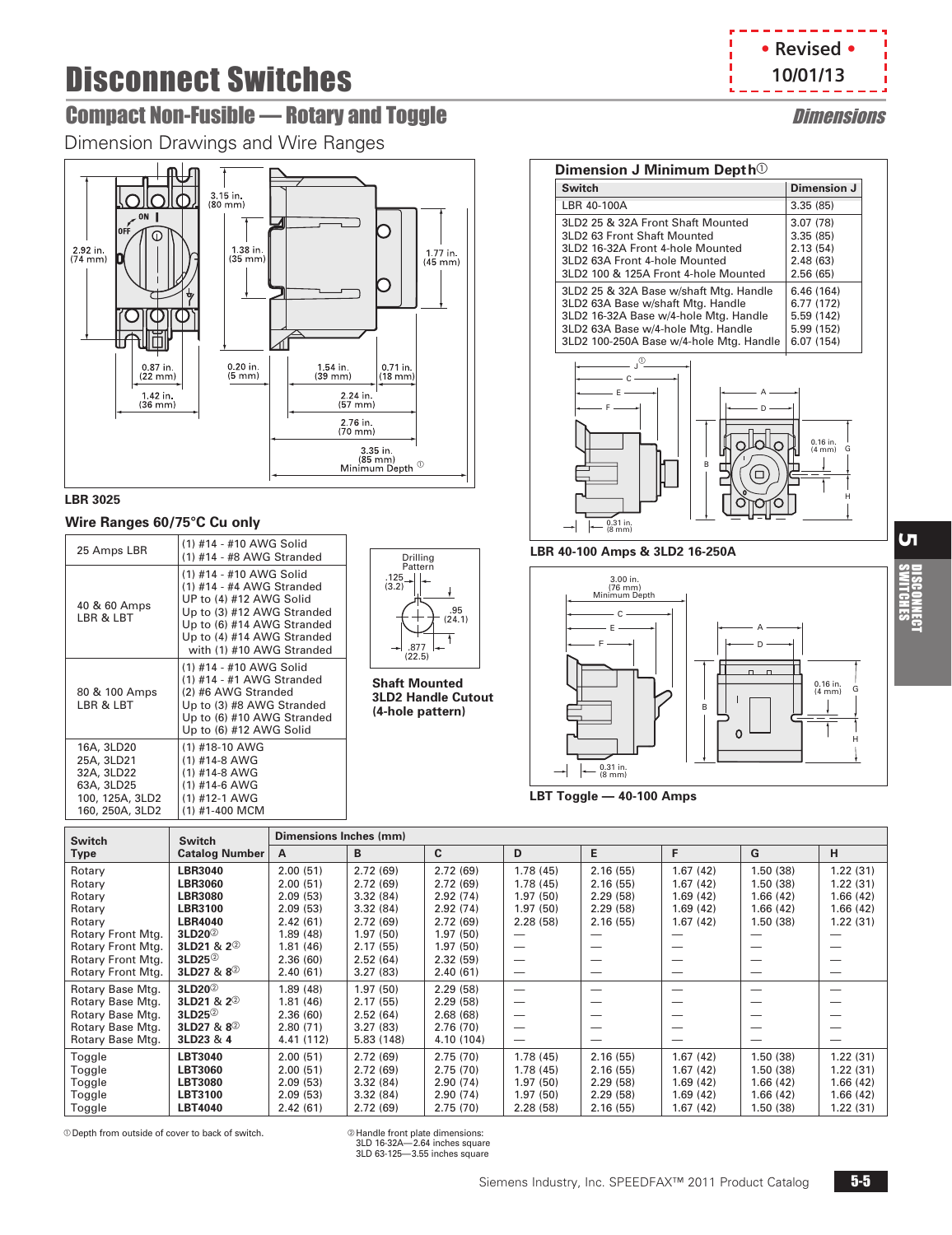# Disconnect Switches

• Revised • 10/01/13

## Compact Non-Fusible — Rotary and Toggle

*Dimensions*

Dimension Drawings and Wire Ranges

3.15 in. (80 mm)

2.92 in. (74 mm)

1.38 in. (35 mm)

1.77 in. (45 mm)

0.87 in. (22 mm)

0.20 in. (5 mm)

1.54 in. (39 mm)

0.71 in. (18 mm)

1.42 in. (36 mm)

2.24 in. (57 mm)

2.76 in. (70 mm)

3.35 in. (85 mm) Minimum Depth [1]

**LBR 3025**

### Dimension J Minimum Depth[1]

| Switch | Dimension J |
|---|---|
| LBR 40-100A | 3.35 (85) |
| 3LD2 25 & 32A Front Shaft Mounted | 3.07 (78) |
| 3LD2 63 Front Shaft Mounted | 3.35 (85) |
| 3LD2 16-32A Front 4-hole Mounted | 2.13 (54) |
| 3LD2 63A Front 4-hole Mounted | 2.48 (63) |
| 3LD2 100 & 125A Front 4-hole Mounted | 2.56 (65) |
| 3LD2 25 & 32A Base w/shaft Mtg. Handle | 6.46 (164) |
| 3LD2 63A Base w/shaft Mtg. Handle | 6.77 (172) |
| 3LD2 16-32A Base w/4-hole Mtg. Handle | 5.59 (142) |
| 3LD2 63A Base w/4-hole Mtg. Handle | 5.99 (152) |
| 3LD2 100-250A Base w/4-hole Mtg. Handle | 6.07 (154) |

0.16 in. (4 mm)

0.31 in. (8 mm)

**LBR 40-100 Amps & 3LD2 16-250A**

3.00 in. (76 mm) Minimum Depth

0.16 in. (4 mm)

0.31 in. (8 mm)

**LBT Toggle — 40-100 Amps**

### Wire Ranges 60/75°C Cu only

| | |
|---|---|
| 25 Amps LBR | (1) #14 - #10 AWG Solid<br>(1) #14 - #8 AWG Stranded |
| 40 & 60 Amps LBR & LBT | (1) #14 - #10 AWG Solid<br>(1) #14 - #4 AWG Stranded<br>UP to (4) #12 AWG Solid<br>Up to (3) #12 AWG Stranded<br>Up to (6) #14 AWG Stranded<br>Up to (4) #14 AWG Stranded with (1) #10 AWG Stranded |
| 80 & 100 Amps LBR & LBT | (1) #14 - #10 AWG Solid<br>(1) #14 - #1 AWG Stranded<br>(2) #6 AWG Stranded<br>Up to (3) #8 AWG Stranded<br>Up to (6) #10 AWG Stranded<br>Up to (6) #12 AWG Solid |
| 16A, 3LD20<br>25A, 3LD21<br>32A, 3LD22<br>63A, 3LD25<br>100, 125A, 3LD2<br>160, 250A, 3LD2 | (1) #18-10 AWG<br>(1) #14-8 AWG<br>(1) #14-8 AWG<br>(1) #14-6 AWG<br>(1) #12-1 AWG<br>(1) #1-400 MCM |

Drilling Pattern

.125 (3.2)

.95 (24.1)

.877 (22.5)

**Shaft Mounted 3LD2 Handle Cutout (4-hole pattern)**

| Switch Type | Switch Catalog Number | Dimensions Inches (mm) | | | | | | | |
|---|---|---|---|---|---|---|---|---|---|
| | | A | B | C | D | E | F | G | H |
| Rotary | **LBR3040** | 2.00 (51) | 2.72 (69) | 2.72 (69) | 1.78 (45) | 2.16 (55) | 1.67 (42) | 1.50 (38) | 1.22 (31) |
| Rotary | **LBR3060** | 2.00 (51) | 2.72 (69) | 2.72 (69) | 1.78 (45) | 2.16 (55) | 1.67 (42) | 1.50 (38) | 1.22 (31) |
| Rotary | **LBR3080** | 2.09 (53) | 3.32 (84) | 2.92 (74) | 1.97 (50) | 2.29 (58) | 1.69 (42) | 1.66 (42) | 1.66 (42) |
| Rotary | **LBR3100** | 2.09 (53) | 3.32 (84) | 2.92 (74) | 1.97 (50) | 2.29 (58) | 1.69 (42) | 1.66 (42) | 1.66 (42) |
| Rotary | **LBR4040** | 2.42 (61) | 2.72 (69) | 2.72 (69) | 2.28 (58) | 2.16 (55) | 1.67 (42) | 1.50 (38) | 1.22 (31) |
| Rotary Front Mtg. | **3LD20**[2] | 1.89 (48) | 1.97 (50) | 1.97 (50) | — | — | — | — | — |
| Rotary Front Mtg. | **3LD21 & 2**[2] | 1.81 (46) | 2.17 (55) | 1.97 (50) | — | — | — | — | — |
| Rotary Front Mtg. | **3LD25**[2] | 2.36 (60) | 2.52 (64) | 2.32 (59) | — | — | — | — | — |
| Rotary Front Mtg. | **3LD27 & 8**[2] | 2.40 (61) | 3.27 (83) | 2.40 (61) | — | — | — | — | — |
| Rotary Base Mtg. | **3LD20**[2] | 1.89 (48) | 1.97 (50) | 2.29 (58) | — | — | — | — | — |
| Rotary Base Mtg. | **3LD21 & 2**[2] | 1.81 (46) | 2.17 (55) | 2.29 (58) | — | — | — | — | — |
| Rotary Base Mtg. | **3LD25**[2] | 2.36 (60) | 2.52 (64) | 2.68 (68) | — | — | — | — | — |
| Rotary Base Mtg. | **3LD27 & 8**[2] | 2.80 (71) | 3.27 (83) | 2.76 (70) | — | — | — | — | — |
| Rotary Base Mtg. | **3LD23 & 4** | 4.41 (112) | 5.83 (148) | 4.10 (104) | — | — | — | — | — |
| Toggle | **LBT3040** | 2.00 (51) | 2.72 (69) | 2.75 (70) | 1.78 (45) | 2.16 (55) | 1.67 (42) | 1.50 (38) | 1.22 (31) |
| Toggle | **LBT3060** | 2.00 (51) | 2.72 (69) | 2.75 (70) | 1.78 (45) | 2.16 (55) | 1.67 (42) | 1.50 (38) | 1.22 (31) |
| Toggle | **LBT3080** | 2.09 (53) | 3.32 (84) | 2.90 (74) | 1.97 (50) | 2.29 (58) | 1.69 (42) | 1.66 (42) | 1.66 (42) |
| Toggle | **LBT3100** | 2.09 (53) | 3.32 (84) | 2.90 (74) | 1.97 (50) | 2.29 (58) | 1.69 (42) | 1.66 (42) | 1.66 (42) |
| Toggle | **LBT4040** | 2.42 (61) | 2.72 (69) | 2.75 (70) | 2.28 (58) | 2.16 (55) | 1.67 (42) | 1.50 (38) | 1.22 (31) |

[1] Depth from outside of cover to back of switch.

[2] Handle front plate dimensions:
3LD 16-32A—2.64 inches square
3LD 63-125—3.55 inches square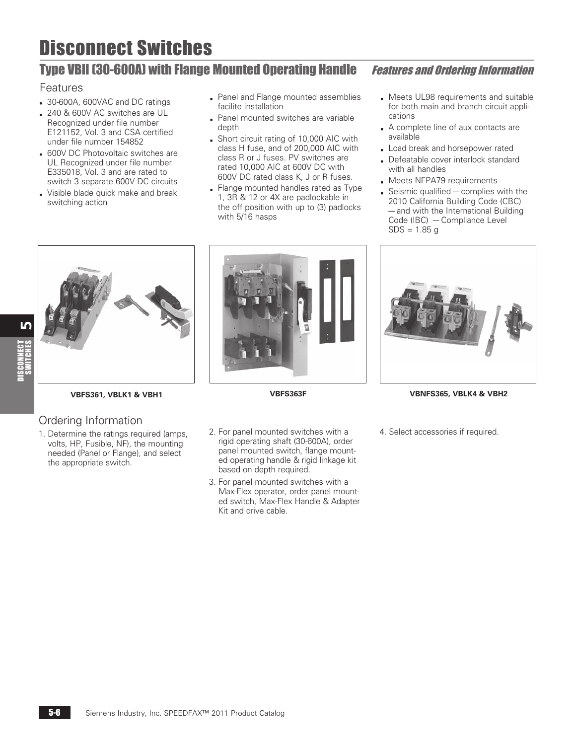# Disconnect Switches

## Type VBII (30-600A) with Flange Mounted Operating Handle *Features and Ordering Information*

### Features

- 30-600A, 600VAC and DC ratings
- 240 & 600V AC switches are UL Recognized under file number E121152, Vol. 3 and CSA certified under file number 154852
- 600V DC Photovoltaic switches are UL Recognized under file number E335018, Vol. 3 and are rated to switch 3 separate 600V DC circuits
- Visible blade quick make and break switching action
- Panel and Flange mounted assemblies facilite installation
- Panel mounted switches are variable depth
- Short circuit rating of 10,000 AIC with class H fuse, and of 200,000 AIC with class R or J fuses. PV switches are rated 10,000 AIC at 600V DC with 600V DC rated class K, J or R fuses.
- Flange mounted handles rated as Type 1, 3R & 12 or 4X are padlockable in the off position with up to (3) padlocks with 5/16 hasps
- Meets UL98 requirements and suitable for both main and branch circuit applications
- A complete line of aux contacts are available
- Load break and horsepower rated
- Defeatable cover interlock standard with all handles
- Meets NFPA79 requirements
- Seismic qualified — complies with the 2010 California Building Code (CBC) — and with the International Building Code (IBC) — Compliance Level SDS = 1.85 g

**VBFS361, VBLK1 & VBH1**

**VBFS363F**

**VBNFS365, VBLK4 & VBH2**

### Ordering Information

1. Determine the ratings required (amps, volts, HP, Fusible, NF), the mounting needed (Panel or Flange), and select the appropriate switch.
2. For panel mounted switches with a rigid operating shaft (30-600A), order panel mounted switch, flange mounted operating handle & rigid linkage kit based on depth required.
3. For panel mounted switches with a Max-Flex operator, order panel mounted switch, Max-Flex Handle & Adapter Kit and drive cable.
4. Select accessories if required.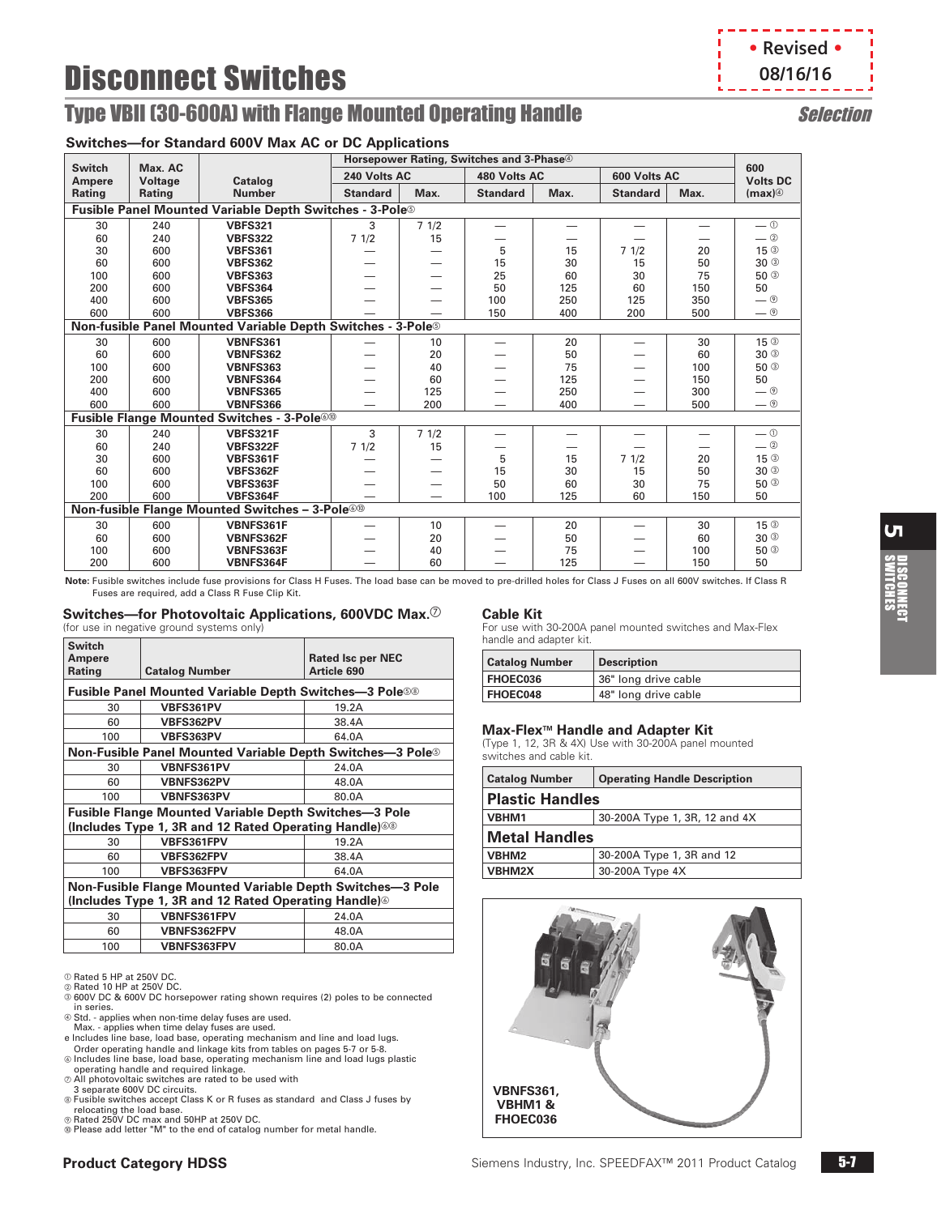# Disconnect Switches

• Revised • 08/16/16

## Type VBII (30-600A) with Flange Mounted Operating Handle

*Selection*

### Switches—for Standard 600V Max AC or DC Applications

| Switch Ampere Rating | Max. AC Voltage Rating | Catalog Number | Horsepower Rating, Switches and 3-Phase④ | | | | | | 600 Volts DC (max)④ |
|---|---|---|---|---|---|---|---|---|---|
| | | | 240 Volts AC | | 480 Volts AC | | 600 Volts AC | | |
| | | | Standard | Max. | Standard | Max. | Standard | Max. | |
| **Fusible Panel Mounted Variable Depth Switches - 3-Pole⑤** | | | | | | | | | |
| 30 | 240 | **VBFS321** | 3 | 7 1/2 | — | — | — | — | — ① |
| 60 | 240 | **VBFS322** | 7 1/2 | 15 | — | — | — | — | — ② |
| 30 | 600 | **VBFS361** | — | — | 5 | 15 | 7 1/2 | 20 | 15 ③ |
| 60 | 600 | **VBFS362** | — | — | 15 | 30 | 15 | 50 | 30 ③ |
| 100 | 600 | **VBFS363** | — | — | 25 | 60 | 30 | 75 | 50 ③ |
| 200 | 600 | **VBFS364** | — | — | 50 | 125 | 60 | 150 | 50 |
| 400 | 600 | **VBFS365** | — | — | 100 | 250 | 125 | 350 | — ⑨ |
| 600 | 600 | **VBFS366** | — | — | 150 | 400 | 200 | 500 | — ⑨ |
| **Non-fusible Panel Mounted Variable Depth Switches - 3-Pole⑤** | | | | | | | | | |
| 30 | 600 | **VBNFS361** | — | 10 | — | 20 | — | 30 | 15 ③ |
| 60 | 600 | **VBNFS362** | — | 20 | — | 50 | — | 60 | 30 ③ |
| 100 | 600 | **VBNFS363** | — | 40 | — | 75 | — | 100 | 50 ③ |
| 200 | 600 | **VBNFS364** | — | 60 | — | 125 | — | 150 | 50 |
| 400 | 600 | **VBNFS365** | — | 125 | — | 250 | — | 300 | — ⑨ |
| 600 | 600 | **VBNFS366** | — | 200 | — | 400 | — | 500 | — ⑨ |
| **Fusible Flange Mounted Switches - 3-Pole⑥⑩** | | | | | | | | | |
| 30 | 240 | **VBFS321F** | 3 | 7 1/2 | — | — | — | — | — ① |
| 60 | 240 | **VBFS322F** | 7 1/2 | 15 | — | — | — | — | — ② |
| 30 | 600 | **VBFS361F** | — | — | 5 | 15 | 7 1/2 | 20 | 15 ③ |
| 60 | 600 | **VBFS362F** | — | — | 15 | 30 | 15 | 50 | 30 ③ |
| 100 | 600 | **VBFS363F** | — | — | 50 | 60 | 30 | 75 | 50 ③ |
| 200 | 600 | **VBFS364F** | — | — | 100 | 125 | 60 | 150 | 50 |
| **Non-fusible Flange Mounted Switches – 3-Pole⑥⑩** | | | | | | | | | |
| 30 | 600 | **VBNFS361F** | — | 10 | — | 20 | — | 30 | 15 ③ |
| 60 | 600 | **VBNFS362F** | — | 20 | — | 50 | — | 60 | 30 ③ |
| 100 | 600 | **VBNFS363F** | — | 40 | — | 75 | — | 100 | 50 ③ |
| 200 | 600 | **VBNFS364F** | — | 60 | — | 125 | — | 150 | 50 |

**Note:** Fusible switches include fuse provisions for Class H Fuses. The load base can be moved to pre-drilled holes for Class J Fuses on all 600V switches. If Class R Fuses are required, add a Class R Fuse Clip Kit.

### Switches—for Photovoltaic Applications, 600VDC Max.⑦

(for use in negative ground systems only)

| Switch Ampere Rating | Catalog Number | Rated Isc per NEC Article 690 |
|---|---|---|
| **Fusible Panel Mounted Variable Depth Switches—3 Pole⑤⑧** | | |
| 30 | VBFS361PV | 19.2A |
| 60 | VBFS362PV | 38.4A |
| 100 | VBFS363PV | 64.0A |
| **Non-Fusible Panel Mounted Variable Depth Switches—3 Pole⑤** | | |
| 30 | VBNFS361PV | 24.0A |
| 60 | VBNFS362PV | 48.0A |
| 100 | VBNFS363PV | 80.0A |
| **Fusible Flange Mounted Variable Depth Switches—3 Pole (Includes Type 1, 3R and 12 Rated Operating Handle)⑥⑧** | | |
| 30 | VBFS361FPV | 19.2A |
| 60 | VBFS362FPV | 38.4A |
| 100 | VBFS363FPV | 64.0A |
| **Non-Fusible Flange Mounted Variable Depth Switches—3 Pole (Includes Type 1, 3R and 12 Rated Operating Handle)⑥** | | |
| 30 | VBNFS361FPV | 24.0A |
| 60 | VBNFS362FPV | 48.0A |
| 100 | VBNFS363FPV | 80.0A |

① Rated 5 HP at 250V DC.
② Rated 10 HP at 250V DC.
③ 600V DC & 600V DC horsepower rating shown requires (2) poles to be connected in series.
④ Std. - applies when non-time delay fuses are used.
Max. - applies when time delay fuses are used.
e Includes line base, load base, operating mechanism and line and load lugs.
Order operating handle and linkage kits from tables on pages 5-7 or 5-8.
⑥ Includes line base, load base, operating mechanism line and load lugs plastic operating handle and required linkage.
⑦ All photovoltaic switches are rated to be used with 3 separate 600V DC circuits.
⑧ Fusible switches accept Class K or R fuses as standard and Class J fuses by relocating the load base.
⑨ Rated 250V DC max and 50HP at 250V DC.
⑩ Please add letter "M" to the end of catalog number for metal handle.

### Cable Kit

For use with 30-200A panel mounted switches and Max-Flex handle and adapter kit.

| Catalog Number | Description |
|---|---|
| **FHOEC036** | 36" long drive cable |
| **FHOEC048** | 48" long drive cable |

### Max-Flex™ Handle and Adapter Kit

(Type 1, 12, 3R & 4X) Use with 30-200A panel mounted switches and cable kit.

| Catalog Number | Operating Handle Description |
|---|---|
| **Plastic Handles** | |
| **VBHM1** | 30-200A Type 1, 3R, 12 and 4X |
| **Metal Handles** | |
| **VBHM2** | 30-200A Type 1, 3R and 12 |
| **VBHM2X** | 30-200A Type 4X |

**VBNFS361, VBHM1 & FHOEC036**

**Product Category HDSS**

Siemens Industry, Inc. SPEEDFAX™ 2011 Product Catalog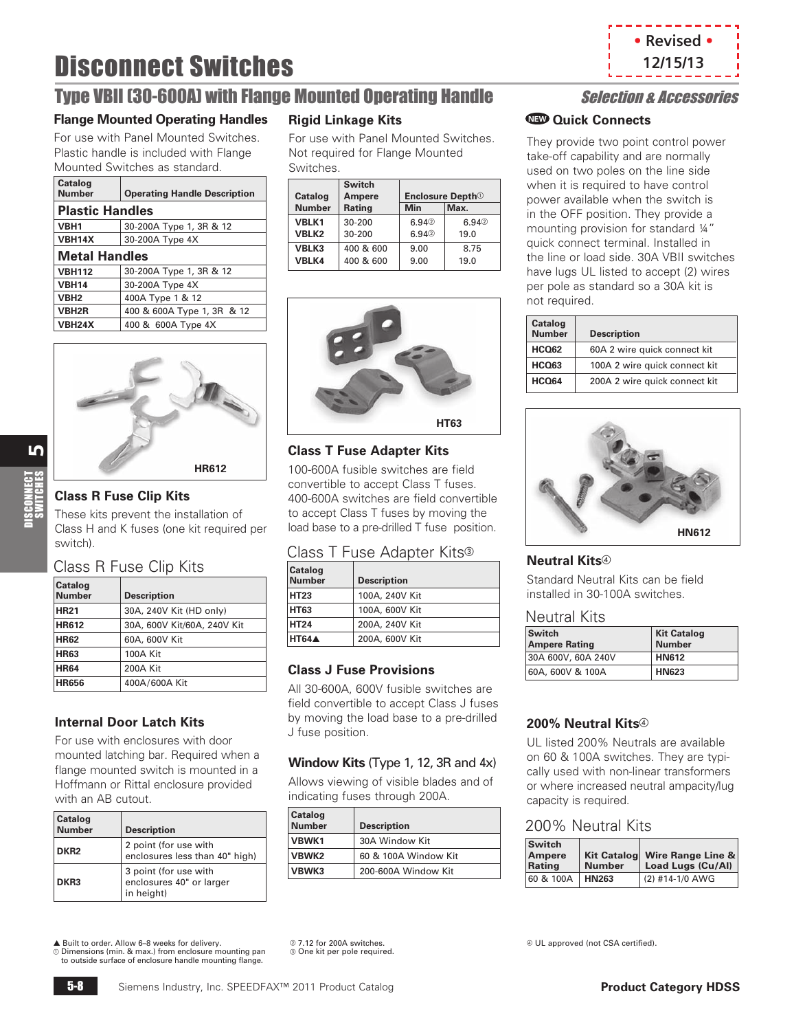• Revised •
12/15/13

# Disconnect Switches

## Type VBII (30-600A) with Flange Mounted Operating Handle

*Selection & Accessories*

### Flange Mounted Operating Handles

For use with Panel Mounted Switches. Plastic handle is included with Flange Mounted Switches as standard.

| Catalog Number | Operating Handle Description |
|---|---|
| **Plastic Handles** | |
| VBH1 | 30-200A Type 1, 3R & 12 |
| VBH14X | 30-200A Type 4X |
| **Metal Handles** | |
| VBH112 | 30-200A Type 1, 3R & 12 |
| VBH14 | 30-200A Type 4X |
| VBH2 | 400A Type 1 & 12 |
| VBH2R | 400 & 600A Type 1, 3R & 12 |
| VBH24X | 400 & 600A Type 4X |

HR612

### Class R Fuse Clip Kits

These kits prevent the installation of Class H and K fuses (one kit required per switch).

Class R Fuse Clip Kits

| Catalog Number | Description |
|---|---|
| HR21 | 30A, 240V Kit (HD only) |
| HR612 | 30A, 600V Kit/60A, 240V Kit |
| HR62 | 60A, 600V Kit |
| HR63 | 100A Kit |
| HR64 | 200A Kit |
| HR656 | 400A/600A Kit |

### Internal Door Latch Kits

For use with enclosures with door mounted latching bar. Required when a flange mounted switch is mounted in a Hoffmann or Rittal enclosure provided with an AB cutout.

| Catalog Number | Description |
|---|---|
| DKR2 | 2 point (for use with enclosures less than 40" high) |
| DKR3 | 3 point (for use with enclosures 40" or larger in height) |

### Rigid Linkage Kits

For use with Panel Mounted Switches. Not required for Flange Mounted Switches.

| Catalog Number | Switch Ampere Rating | Enclosure Depth① Min | Max. |
|---|---|---|---|
| VBLK1 | 30-200 | 6.94② | 6.94② |
| VBLK2 | 30-200 | 6.94② | 19.0 |
| VBLK3 | 400 & 600 | 9.00 | 8.75 |
| VBLK4 | 400 & 600 | 9.00 | 19.0 |

HT63

### Class T Fuse Adapter Kits

100-600A fusible switches are field convertible to accept Class T fuses. 400-600A switches are field convertible to accept Class T fuses by moving the load base to a pre-drilled T fuse position.

Class T Fuse Adapter Kits③

| Catalog Number | Description |
|---|---|
| HT23 | 100A, 240V Kit |
| HT63 | 100A, 600V Kit |
| HT24 | 200A, 240V Kit |
| HT64▲ | 200A, 600V Kit |

### Class J Fuse Provisions

All 30-600A, 600V fusible switches are field convertible to accept Class J fuses by moving the load base to a pre-drilled J fuse position.

### Window Kits (Type 1, 12, 3R and 4x)

Allows viewing of visible blades and of indicating fuses through 200A.

| Catalog Number | Description |
|---|---|
| VBWK1 | 30A Window Kit |
| VBWK2 | 60 & 100A Window Kit |
| VBWK3 | 200-600A Window Kit |

### NEW Quick Connects

They provide two point control power take-off capability and are normally used on two poles on the line side when it is required to have control power available when the switch is in the OFF position. They provide a mounting provision for standard ¼" quick connect terminal. Installed in the line or load side. 30A VBII switches have lugs UL listed to accept (2) wires per pole as standard so a 30A kit is not required.

| Catalog Number | Description |
|---|---|
| HCQ62 | 60A 2 wire quick connect kit |
| HCQ63 | 100A 2 wire quick connect kit |
| HCQ64 | 200A 2 wire quick connect kit |

HN612

### Neutral Kits④

Standard Neutral Kits can be field installed in 30-100A switches.

Neutral Kits

| Switch Ampere Rating | Kit Catalog Number |
|---|---|
| 30A 600V, 60A 240V | HN612 |
| 60A, 600V & 100A | HN623 |

### 200% Neutral Kits④

UL listed 200% Neutrals are available on 60 & 100A switches. They are typically used with non-linear transformers or where increased neutral ampacity/lug capacity is required.

200% Neutral Kits

| Switch Ampere Rating | Kit Catalog Number | Wire Range Line & Load Lugs (Cu/Al) |
|---|---|---|
| 60 & 100A | HN263 | (2) #14-1/0 AWG |

▲ Built to order. Allow 6-8 weeks for delivery.
① Dimensions (min. & max.) from enclosure mounting pan to outside surface of enclosure handle mounting flange.
② 7.12 for 200A switches.
③ One kit per pole required.
④ UL approved (not CSA certified).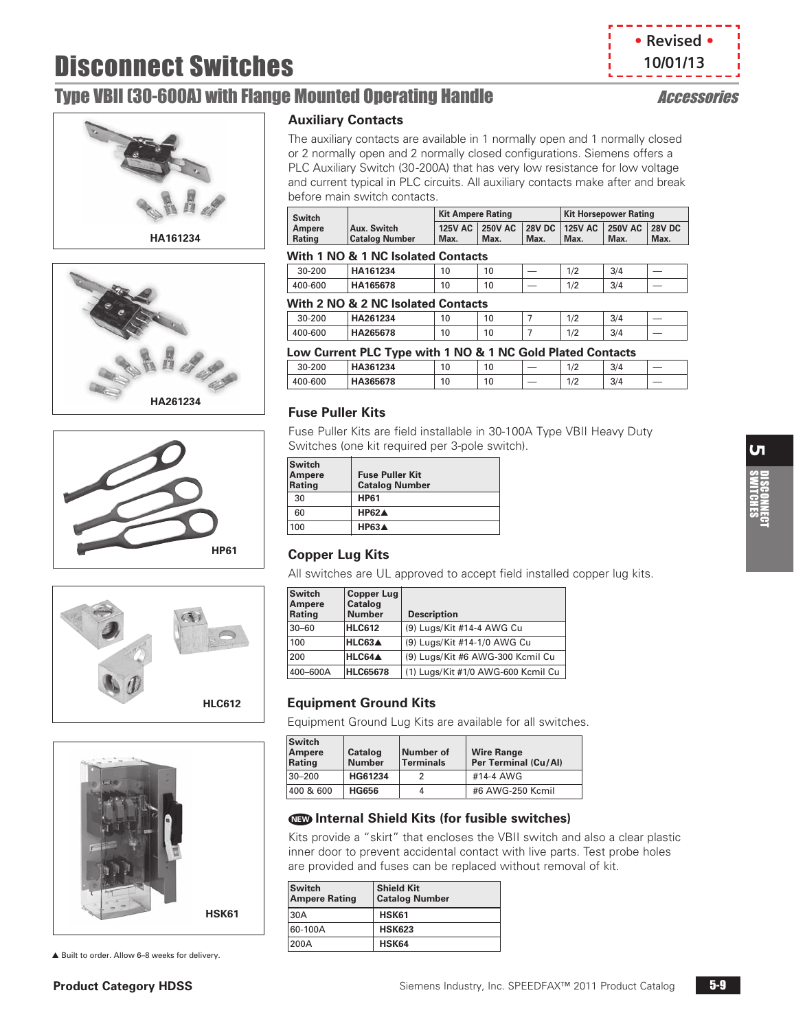• Revised •
10/01/13

# Disconnect Switches

## Type VBII (30-600A) with Flange Mounted Operating Handle

*Accessories*

HA161234

HA261234

HP61

HLC612

HSK61

### Auxiliary Contacts

The auxiliary contacts are available in 1 normally open and 1 normally closed or 2 normally open and 2 normally closed configurations. Siemens offers a PLC Auxiliary Switch (30-200A) that has very low resistance for low voltage and current typical in PLC circuits. All auxiliary contacts make after and break before main switch contacts.

| Switch Ampere Rating | Aux. Switch Catalog Number | Kit Ampere Rating | | | Kit Horsepower Rating | | |
|---|---|---|---|---|---|---|---|
| | | 125V AC Max. | 250V AC Max. | 28V DC Max. | 125V AC Max. | 250V AC Max. | 28V DC Max. |
| **With 1 NO & 1 NC Isolated Contacts** | | | | | | | |
| 30-200 | **HA161234** | 10 | 10 | — | 1/2 | 3/4 | — |
| 400-600 | **HA165678** | 10 | 10 | — | 1/2 | 3/4 | — |
| **With 2 NO & 2 NC Isolated Contacts** | | | | | | | |
| 30-200 | **HA261234** | 10 | 10 | 7 | 1/2 | 3/4 | — |
| 400-600 | **HA265678** | 10 | 10 | 7 | 1/2 | 3/4 | — |
| **Low Current PLC Type with 1 NO & 1 NC Gold Plated Contacts** | | | | | | | |
| 30-200 | **HA361234** | 10 | 10 | — | 1/2 | 3/4 | — |
| 400-600 | **HA365678** | 10 | 10 | — | 1/2 | 3/4 | — |

### Fuse Puller Kits

Fuse Puller Kits are field installable in 30-100A Type VBII Heavy Duty Switches (one kit required per 3-pole switch).

| Switch Ampere Rating | Fuse Puller Kit Catalog Number |
|---|---|
| 30 | **HP61** |
| 60 | **HP62▲** |
| 100 | **HP63▲** |

### Copper Lug Kits

All switches are UL approved to accept field installed copper lug kits.

| Switch Ampere Rating | Copper Lug Catalog Number | Description |
|---|---|---|
| 30–60 | **HLC612** | (9) Lugs/Kit #14-4 AWG Cu |
| 100 | **HLC63▲** | (9) Lugs/Kit #14-1/0 AWG Cu |
| 200 | **HLC64▲** | (9) Lugs/Kit #6 AWG-300 Kcmil Cu |
| 400–600A | **HLC65678** | (1) Lugs/Kit #1/0 AWG-600 Kcmil Cu |

### Equipment Ground Kits

Equipment Ground Lug Kits are available for all switches.

| Switch Ampere Rating | Catalog Number | Number of Terminals | Wire Range Per Terminal (Cu/Al) |
|---|---|---|---|
| 30–200 | **HG61234** | 2 | #14-4 AWG |
| 400 & 600 | **HG656** | 4 | #6 AWG-250 Kcmil |

### NEW Internal Shield Kits (for fusible switches)

Kits provide a "skirt" that encloses the VBII switch and also a clear plastic inner door to prevent accidental contact with live parts. Test probe holes are provided and fuses can be replaced without removal of kit.

| Switch Ampere Rating | Shield Kit Catalog Number |
|---|---|
| 30A | **HSK61** |
| 60-100A | **HSK623** |
| 200A | **HSK64** |

▲ Built to order. Allow 6–8 weeks for delivery.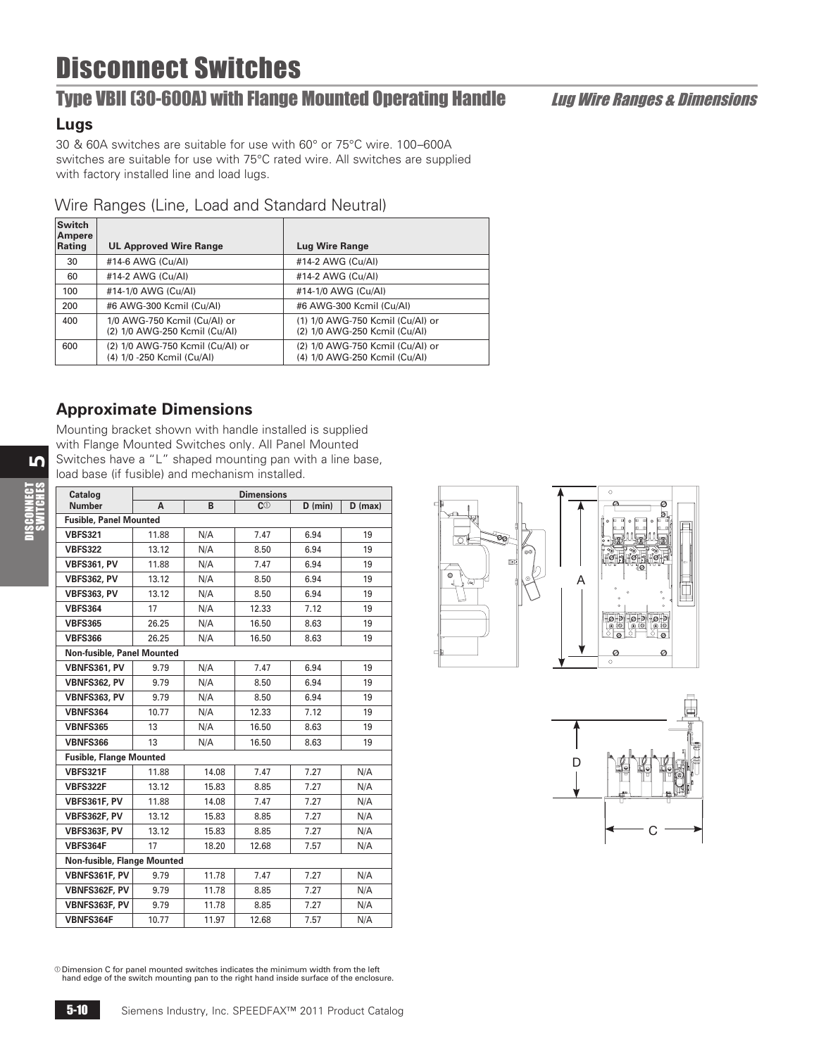# Disconnect Switches

## Type VBII (30-600A) with Flange Mounted Operating Handle

*Lug Wire Ranges & Dimensions*

### Lugs

30 & 60A switches are suitable for use with 60° or 75°C wire. 100–600A switches are suitable for use with 75°C rated wire. All switches are supplied with factory installed line and load lugs.

Wire Ranges (Line, Load and Standard Neutral)

| Switch Ampere Rating | UL Approved Wire Range | Lug Wire Range |
|---|---|---|
| 30 | #14-6 AWG (Cu/Al) | #14-2 AWG (Cu/Al) |
| 60 | #14-2 AWG (Cu/Al) | #14-2 AWG (Cu/Al) |
| 100 | #14-1/0 AWG (Cu/Al) | #14-1/0 AWG (Cu/Al) |
| 200 | #6 AWG-300 Kcmil (Cu/Al) | #6 AWG-300 Kcmil (Cu/Al) |
| 400 | 1/0 AWG-750 Kcmil (Cu/Al) or (2) 1/0 AWG-250 Kcmil (Cu/Al) | (1) 1/0 AWG-750 Kcmil (Cu/Al) or (2) 1/0 AWG-250 Kcmil (Cu/Al) |
| 600 | (2) 1/0 AWG-750 Kcmil (Cu/Al) or (4) 1/0 -250 Kcmil (Cu/Al) | (2) 1/0 AWG-750 Kcmil (Cu/Al) or (4) 1/0 AWG-250 Kcmil (Cu/Al) |

### Approximate Dimensions

Mounting bracket shown with handle installed is supplied with Flange Mounted Switches only. All Panel Mounted Switches have a "L" shaped mounting pan with a line base, load base (if fusible) and mechanism installed.

| Catalog Number | Dimensions | | | | |
|---|---|---|---|---|---|
| | A | B | C① | D (min) | D (max) |
| **Fusible, Panel Mounted** | | | | | |
| VBFS321 | 11.88 | N/A | 7.47 | 6.94 | 19 |
| VBFS322 | 13.12 | N/A | 8.50 | 6.94 | 19 |
| VBFS361, PV | 11.88 | N/A | 7.47 | 6.94 | 19 |
| VBFS362, PV | 13.12 | N/A | 8.50 | 6.94 | 19 |
| VBFS363, PV | 13.12 | N/A | 8.50 | 6.94 | 19 |
| VBFS364 | 17 | N/A | 12.33 | 7.12 | 19 |
| VBFS365 | 26.25 | N/A | 16.50 | 8.63 | 19 |
| VBFS366 | 26.25 | N/A | 16.50 | 8.63 | 19 |
| **Non-fusible, Panel Mounted** | | | | | |
| VBNFS361, PV | 9.79 | N/A | 7.47 | 6.94 | 19 |
| VBNFS362, PV | 9.79 | N/A | 8.50 | 6.94 | 19 |
| VBNFS363, PV | 9.79 | N/A | 8.50 | 6.94 | 19 |
| VBNFS364 | 10.77 | N/A | 12.33 | 7.12 | 19 |
| VBNFS365 | 13 | N/A | 16.50 | 8.63 | 19 |
| VBNFS366 | 13 | N/A | 16.50 | 8.63 | 19 |
| **Fusible, Flange Mounted** | | | | | |
| VBFS321F | 11.88 | 14.08 | 7.47 | 7.27 | N/A |
| VBFS322F | 13.12 | 15.83 | 8.85 | 7.27 | N/A |
| VBFS361F, PV | 11.88 | 14.08 | 7.47 | 7.27 | N/A |
| VBFS362F, PV | 13.12 | 15.83 | 8.85 | 7.27 | N/A |
| VBFS363F, PV | 13.12 | 15.83 | 8.85 | 7.27 | N/A |
| VBFS364F | 17 | 18.20 | 12.68 | 7.57 | N/A |
| **Non-fusible, Flange Mounted** | | | | | |
| VBNFS361F, PV | 9.79 | 11.78 | 7.47 | 7.27 | N/A |
| VBNFS362F, PV | 9.79 | 11.78 | 8.85 | 7.27 | N/A |
| VBNFS363F, PV | 9.79 | 11.78 | 8.85 | 7.27 | N/A |
| VBNFS364F | 10.77 | 11.97 | 12.68 | 7.57 | N/A |

A

D

C

① Dimension C for panel mounted switches indicates the minimum width from the left hand edge of the switch mounting pan to the right hand inside surface of the enclosure.